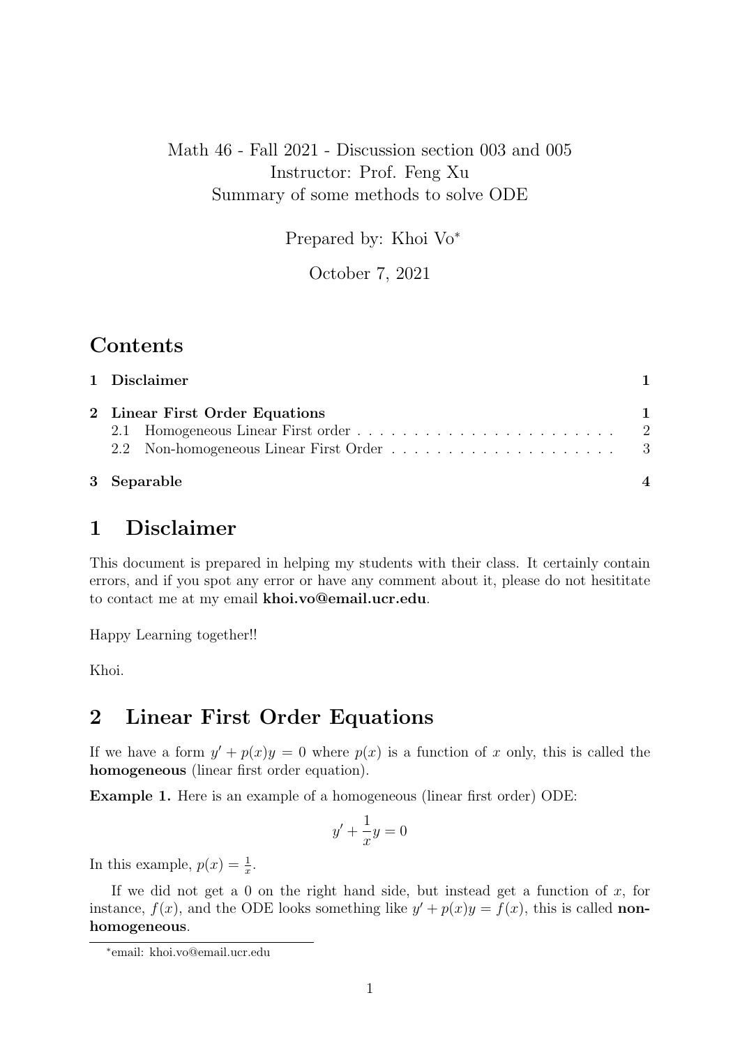Math 46 - Fall 2021 - Discussion section 003 and 005
Instructor: Prof. Feng Xu
Summary of some methods to solve ODE

Prepared by: Khoi Vo*

October 7, 2021

# Contents

| | | |
|---|---|---|
| **1** | **Disclaimer** | **1** |
| **2** | **Linear First Order Equations** | **1** |
| 2.1 | Homogeneous Linear First order | 2 |
| 2.2 | Non-homogeneous Linear First Order | 3 |
| **3** | **Separable** | **4** |

# 1 Disclaimer

This document is prepared in helping my students with their class. It certainly contain errors, and if you spot any error or have any comment about it, please do not hesititate to contact me at my email **khoi.vo@email.ucr.edu**.

Happy Learning together!!

Khoi.

# 2 Linear First Order Equations

If we have a form $y' + p(x)y = 0$ where $p(x)$ is a function of $x$ only, this is called the **homogeneous** (linear first order equation).

**Example 1.** Here is an example of a homogeneous (linear first order) ODE:

$$y' + \frac{1}{x}y = 0$$

In this example, $p(x) = \frac{1}{x}$.

If we did not get a 0 on the right hand side, but instead get a function of $x$, for instance, $f(x)$, and the ODE looks something like $y' + p(x)y = f(x)$, this is called **non-homogeneous**.

---

*email: khoi.vo@email.ucr.edu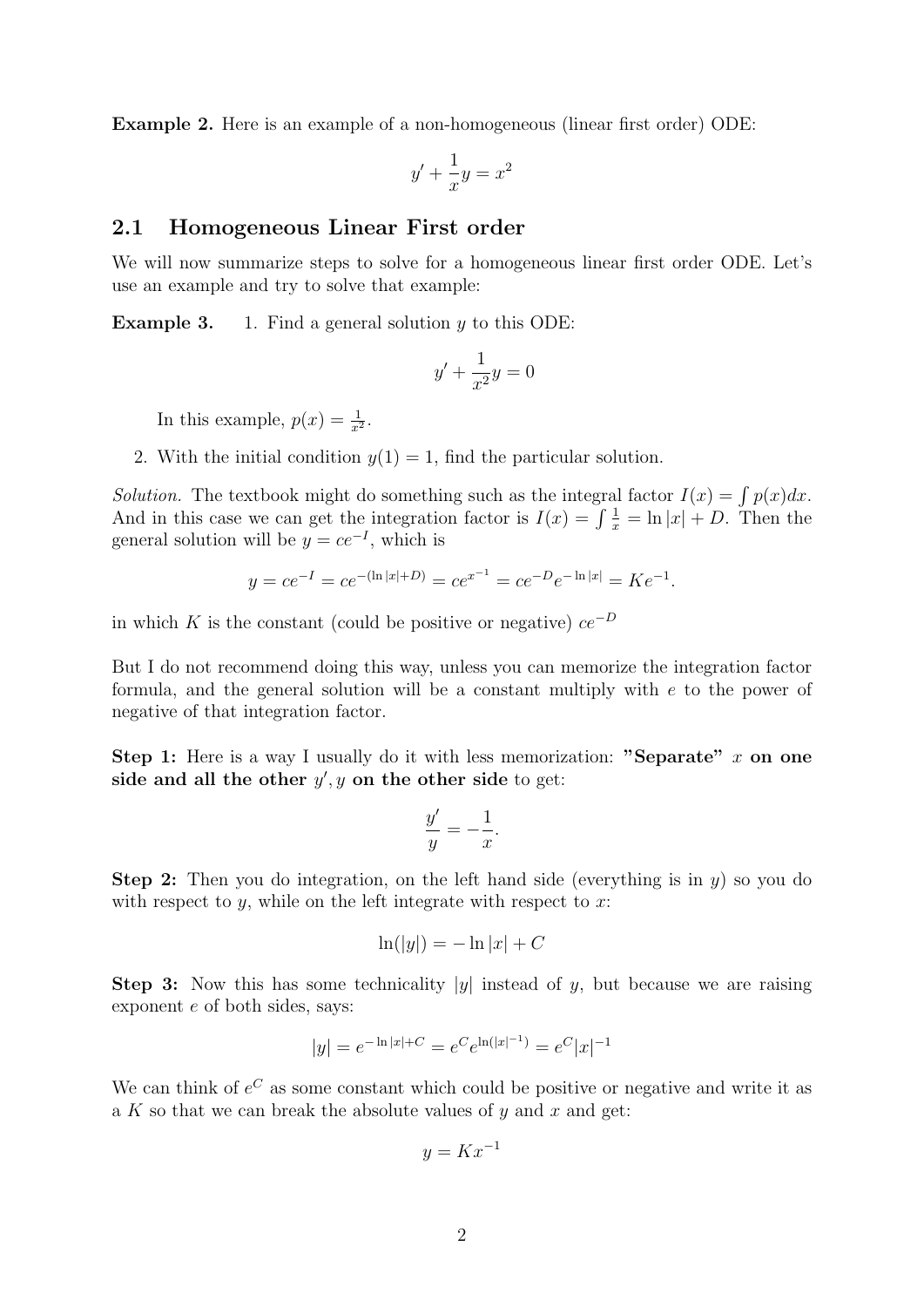**Example 2.** Here is an example of a non-homogeneous (linear first order) ODE:

$$y' + \frac{1}{x}y = x^2$$

## 2.1 Homogeneous Linear First order

We will now summarize steps to solve for a homogeneous linear first order ODE. Let's use an example and try to solve that example:

**Example 3.** 1. Find a general solution $y$ to this ODE:

$$y' + \frac{1}{x^2}y = 0$$

In this example, $p(x) = \frac{1}{x^2}$.

2. With the initial condition $y(1) = 1$, find the particular solution.

*Solution.* The textbook might do something such as the integral factor $I(x) = \int p(x)dx$. And in this case we can get the integration factor is $I(x) = \int \frac{1}{x} = \ln|x| + D$. Then the general solution will be $y = ce^{-I}$, which is

$$y = ce^{-I} = ce^{-(\ln|x|+D)} = ce^{x^{-1}} = ce^{-D}e^{-\ln|x|} = Ke^{-1}.$$

in which $K$ is the constant (could be positive or negative) $ce^{-D}$

But I do not recommend doing this way, unless you can memorize the integration factor formula, and the general solution will be a constant multiply with $e$ to the power of negative of that integration factor.

**Step 1:** Here is a way I usually do it with less memorization: **"Separate" $x$ on one side and all the other $y', y$ on the other side** to get:

$$\frac{y'}{y} = -\frac{1}{x}.$$

**Step 2:** Then you do integration, on the left hand side (everything is in $y$) so you do with respect to $y$, while on the left integrate with respect to $x$:

$$\ln(|y|) = -\ln|x| + C$$

**Step 3:** Now this has some technicality $|y|$ instead of $y$, but because we are raising exponent $e$ of both sides, says:

$$|y| = e^{-\ln|x|+C} = e^C e^{\ln(|x|^{-1})} = e^C|x|^{-1}$$

We can think of $e^C$ as some constant which could be positive or negative and write it as a $K$ so that we can break the absolute values of $y$ and $x$ and get:

$$y = Kx^{-1}$$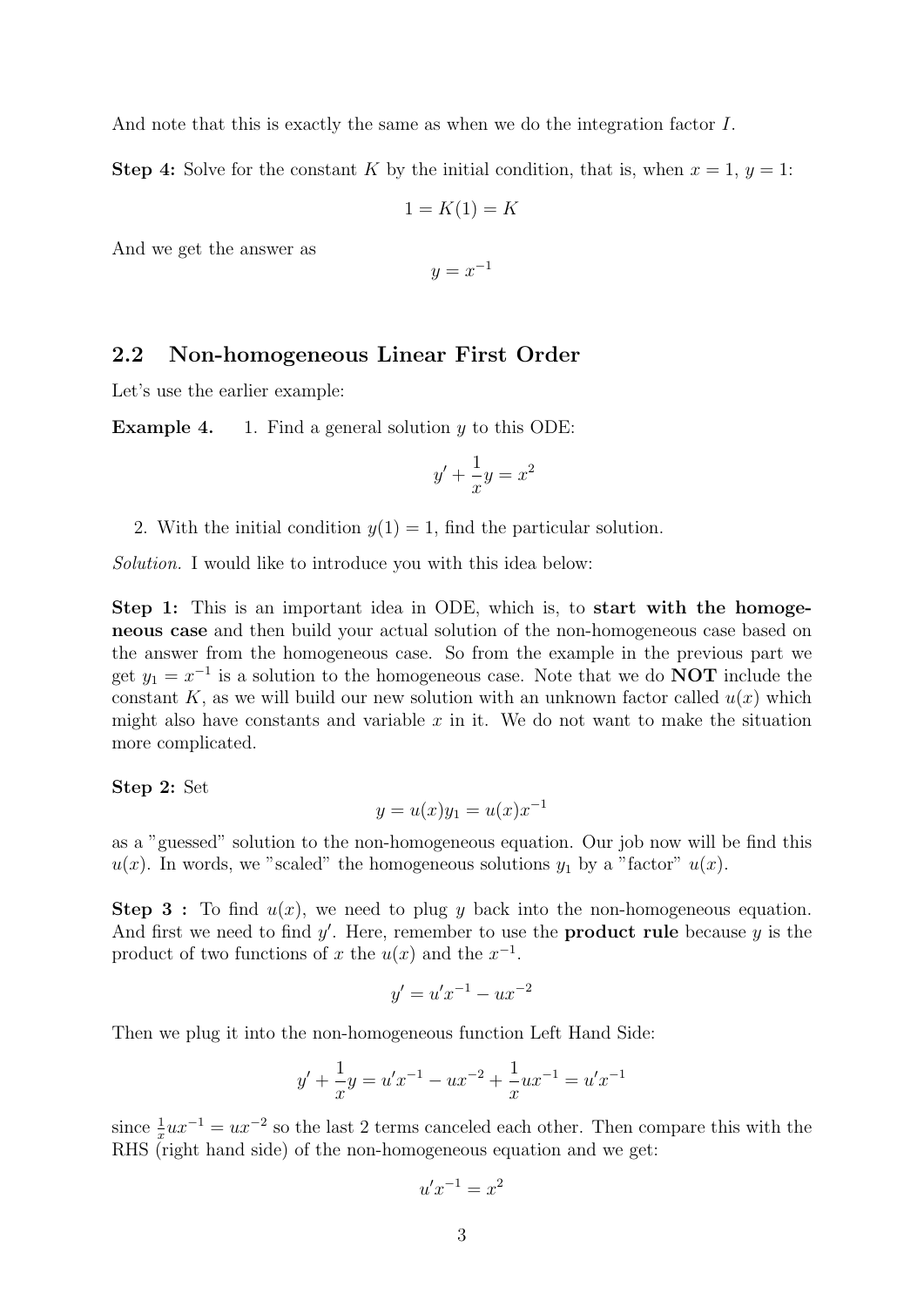And note that this is exactly the same as when we do the integration factor $I$.

**Step 4:** Solve for the constant $K$ by the initial condition, that is, when $x = 1$, $y = 1$:

$$1 = K(1) = K$$

And we get the answer as

$$y = x^{-1}$$

## 2.2 Non-homogeneous Linear First Order

Let's use the earlier example:

**Example 4.** 1. Find a general solution $y$ to this ODE:

$$y' + \frac{1}{x}y = x^2$$

2. With the initial condition $y(1) = 1$, find the particular solution.

*Solution.* I would like to introduce you with this idea below:

**Step 1:** This is an important idea in ODE, which is, to **start with the homogeneous case** and then build your actual solution of the non-homogeneous case based on the answer from the homogeneous case. So from the example in the previous part we get $y_1 = x^{-1}$ is a solution to the homogeneous case. Note that we do **NOT** include the constant $K$, as we will build our new solution with an unknown factor called $u(x)$ which might also have constants and variable $x$ in it. We do not want to make the situation more complicated.

**Step 2:** Set

$$y = u(x)y_1 = u(x)x^{-1}$$

as a "guessed" solution to the non-homogeneous equation. Our job now will be find this $u(x)$. In words, we "scaled" the homogeneous solutions $y_1$ by a "factor" $u(x)$.

**Step 3 :** To find $u(x)$, we need to plug $y$ back into the non-homogeneous equation. And first we need to find $y'$. Here, remember to use the **product rule** because $y$ is the product of two functions of $x$ the $u(x)$ and the $x^{-1}$.

$$y' = u'x^{-1} - ux^{-2}$$

Then we plug it into the non-homogeneous function Left Hand Side:

$$y' + \frac{1}{x}y = u'x^{-1} - ux^{-2} + \frac{1}{x}ux^{-1} = u'x^{-1}$$

since $\frac{1}{x}ux^{-1} = ux^{-2}$ so the last 2 terms canceled each other. Then compare this with the RHS (right hand side) of the non-homogeneous equation and we get:

$$u'x^{-1} = x^2$$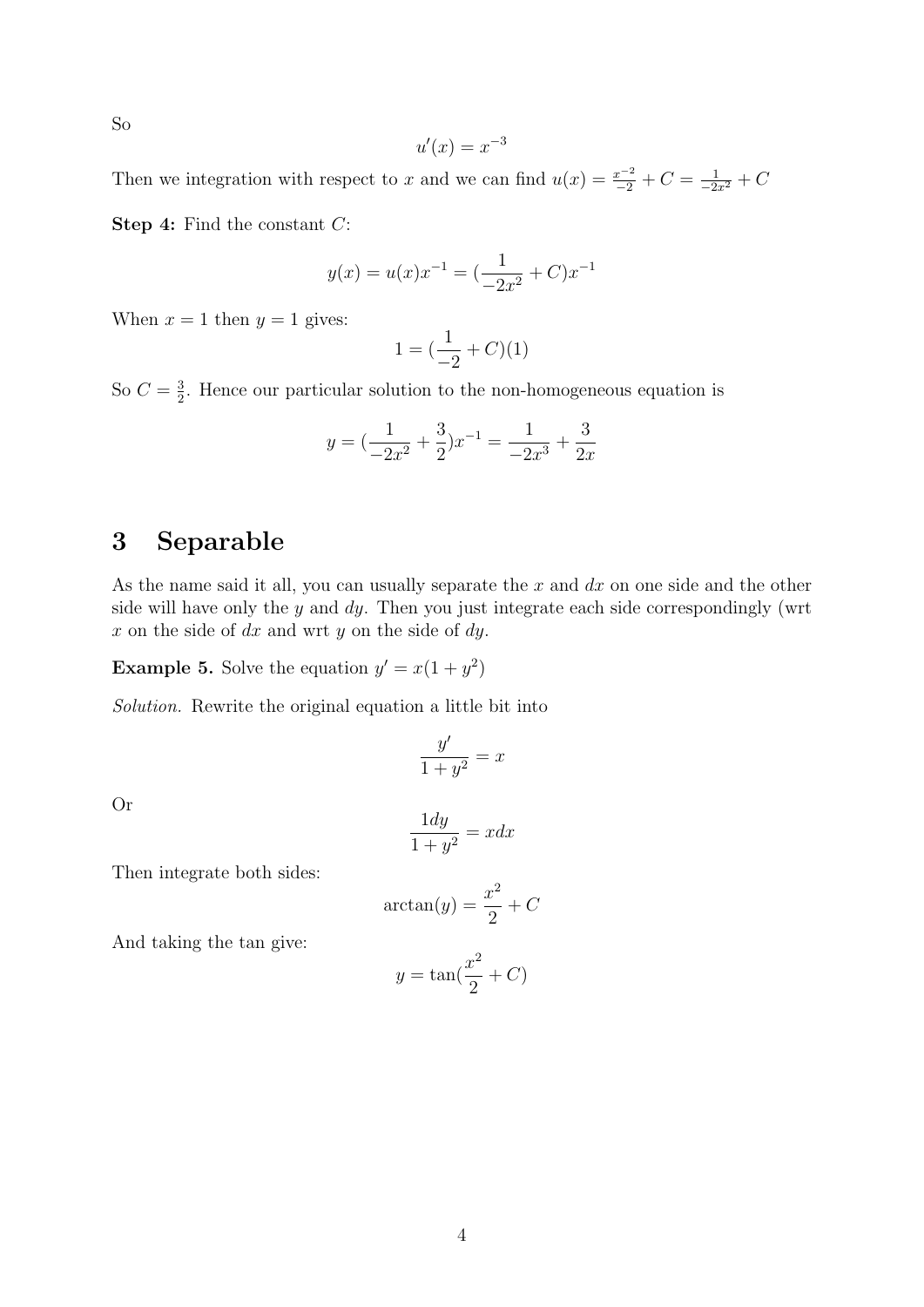So

$$u'(x) = x^{-3}$$

Then we integration with respect to $x$ and we can find $u(x) = \frac{x^{-2}}{-2} + C = \frac{1}{-2x^2} + C$

**Step 4:** Find the constant $C$:

$$y(x) = u(x)x^{-1} = (\frac{1}{-2x^2} + C)x^{-1}$$

When $x = 1$ then $y = 1$ gives:

$$1 = (\frac{1}{-2} + C)(1)$$

So $C = \frac{3}{2}$. Hence our particular solution to the non-homogeneous equation is

$$y = (\frac{1}{-2x^2} + \frac{3}{2})x^{-1} = \frac{1}{-2x^3} + \frac{3}{2x}$$

# 3 Separable

As the name said it all, you can usually separate the $x$ and $dx$ on one side and the other side will have only the $y$ and $dy$. Then you just integrate each side correspondingly (wrt $x$ on the side of $dx$ and wrt $y$ on the side of $dy$.

**Example 5.** Solve the equation $y' = x(1 + y^2)$

*Solution.* Rewrite the original equation a little bit into

$$\frac{y'}{1 + y^2} = x$$

Or

$$\frac{1dy}{1 + y^2} = xdx$$

Then integrate both sides:

$$\arctan(y) = \frac{x^2}{2} + C$$

And taking the tan give:

$$y = \tan(\frac{x^2}{2} + C)$$